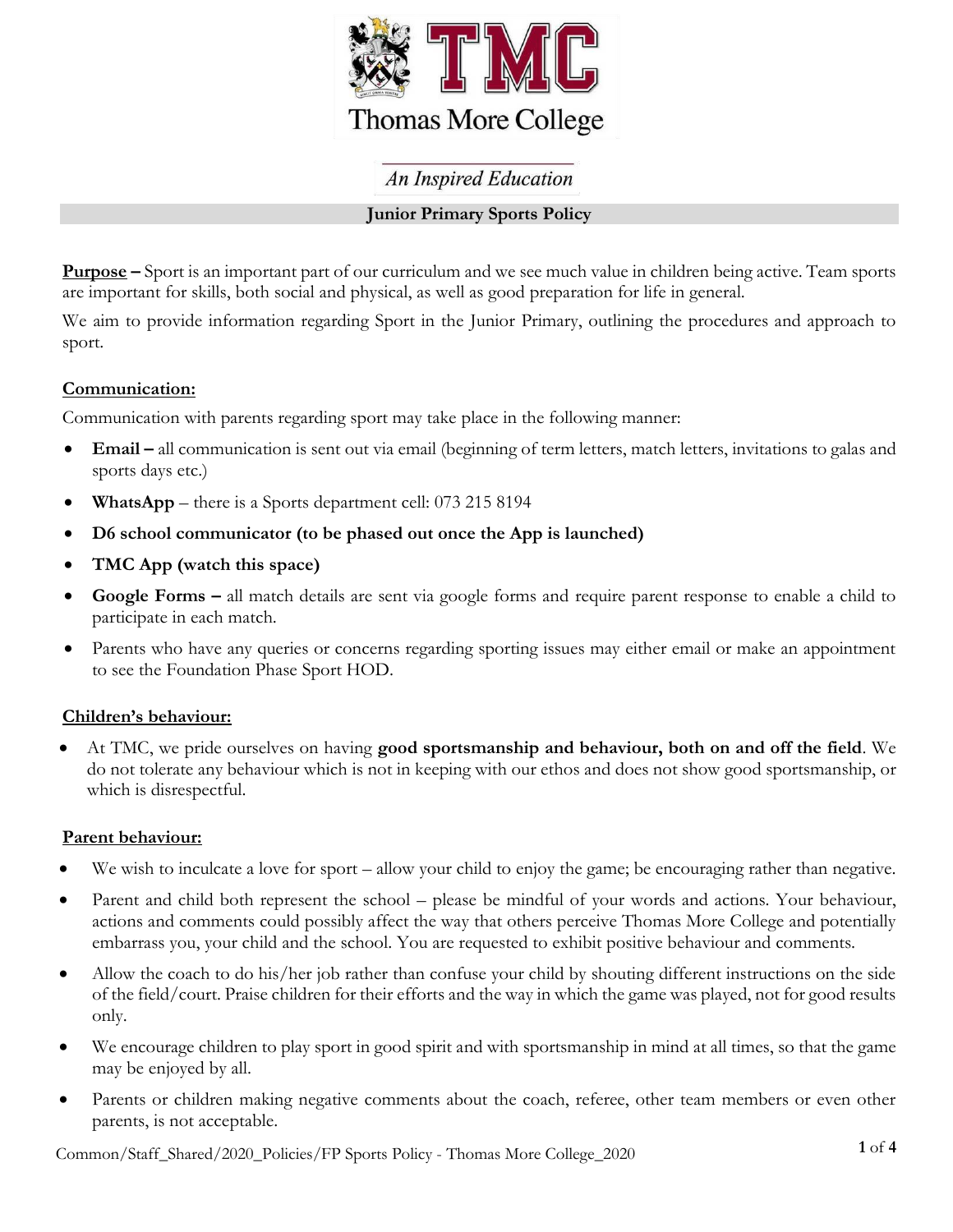# Thomas More College

*An Inspired Education*

## Junior Primary Sports Policy

**Purpose –** Sport is an important part of our curriculum and we see much value in children being active. Team sports are important for skills, both social and physical, as well as good preparation for life in general.

We aim to provide information regarding Sport in the Junior Primary, outlining the procedures and approach to sport.

### Communication:

Communication with parents regarding sport may take place in the following manner:

- **Email –** all communication is sent out via email (beginning of term letters, match letters, invitations to galas and sports days etc.)
- **WhatsApp** – there is a Sports department cell: 073 215 8194
- **D6 school communicator (to be phased out once the App is launched)**
- **TMC App (watch this space)**
- **Google Forms –** all match details are sent via google forms and require parent response to enable a child to participate in each match.
- Parents who have any queries or concerns regarding sporting issues may either email or make an appointment to see the Foundation Phase Sport HOD.

### Children's behaviour:

- At TMC, we pride ourselves on having **good sportsmanship and behaviour, both on and off the field**. We do not tolerate any behaviour which is not in keeping with our ethos and does not show good sportsmanship, or which is disrespectful.

### Parent behaviour:

- We wish to inculcate a love for sport – allow your child to enjoy the game; be encouraging rather than negative.
- Parent and child both represent the school – please be mindful of your words and actions. Your behaviour, actions and comments could possibly affect the way that others perceive Thomas More College and potentially embarrass you, your child and the school. You are requested to exhibit positive behaviour and comments.
- Allow the coach to do his/her job rather than confuse your child by shouting different instructions on the side of the field/court. Praise children for their efforts and the way in which the game was played, not for good results only.
- We encourage children to play sport in good spirit and with sportsmanship in mind at all times, so that the game may be enjoyed by all.
- Parents or children making negative comments about the coach, referee, other team members or even other parents, is not acceptable.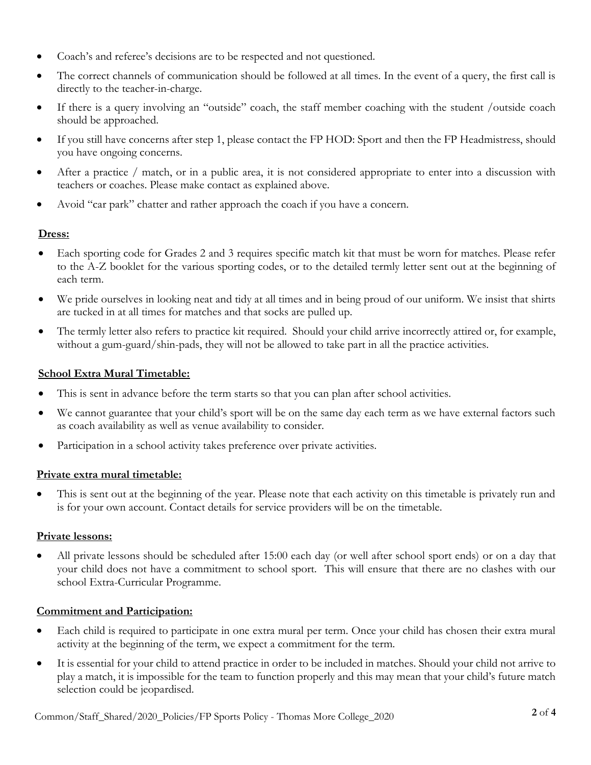- Coach's and referee's decisions are to be respected and not questioned.
- The correct channels of communication should be followed at all times. In the event of a query, the first call is directly to the teacher-in-charge.
- If there is a query involving an "outside" coach, the staff member coaching with the student /outside coach should be approached.
- If you still have concerns after step 1, please contact the FP HOD: Sport and then the FP Headmistress, should you have ongoing concerns.
- After a practice / match, or in a public area, it is not considered appropriate to enter into a discussion with teachers or coaches. Please make contact as explained above.
- Avoid "car park" chatter and rather approach the coach if you have a concern.

**Dress:**

- Each sporting code for Grades 2 and 3 requires specific match kit that must be worn for matches. Please refer to the A-Z booklet for the various sporting codes, or to the detailed termly letter sent out at the beginning of each term.
- We pride ourselves in looking neat and tidy at all times and in being proud of our uniform. We insist that shirts are tucked in at all times for matches and that socks are pulled up.
- The termly letter also refers to practice kit required. Should your child arrive incorrectly attired or, for example, without a gum-guard/shin-pads, they will not be allowed to take part in all the practice activities.

**School Extra Mural Timetable:**

- This is sent in advance before the term starts so that you can plan after school activities.
- We cannot guarantee that your child's sport will be on the same day each term as we have external factors such as coach availability as well as venue availability to consider.
- Participation in a school activity takes preference over private activities.

**Private extra mural timetable:**

- This is sent out at the beginning of the year. Please note that each activity on this timetable is privately run and is for your own account. Contact details for service providers will be on the timetable.

**Private lessons:**

- All private lessons should be scheduled after 15:00 each day (or well after school sport ends) or on a day that your child does not have a commitment to school sport. This will ensure that there are no clashes with our school Extra-Curricular Programme.

**Commitment and Participation:**

- Each child is required to participate in one extra mural per term. Once your child has chosen their extra mural activity at the beginning of the term, we expect a commitment for the term.
- It is essential for your child to attend practice in order to be included in matches. Should your child not arrive to play a match, it is impossible for the team to function properly and this may mean that your child's future match selection could be jeopardised.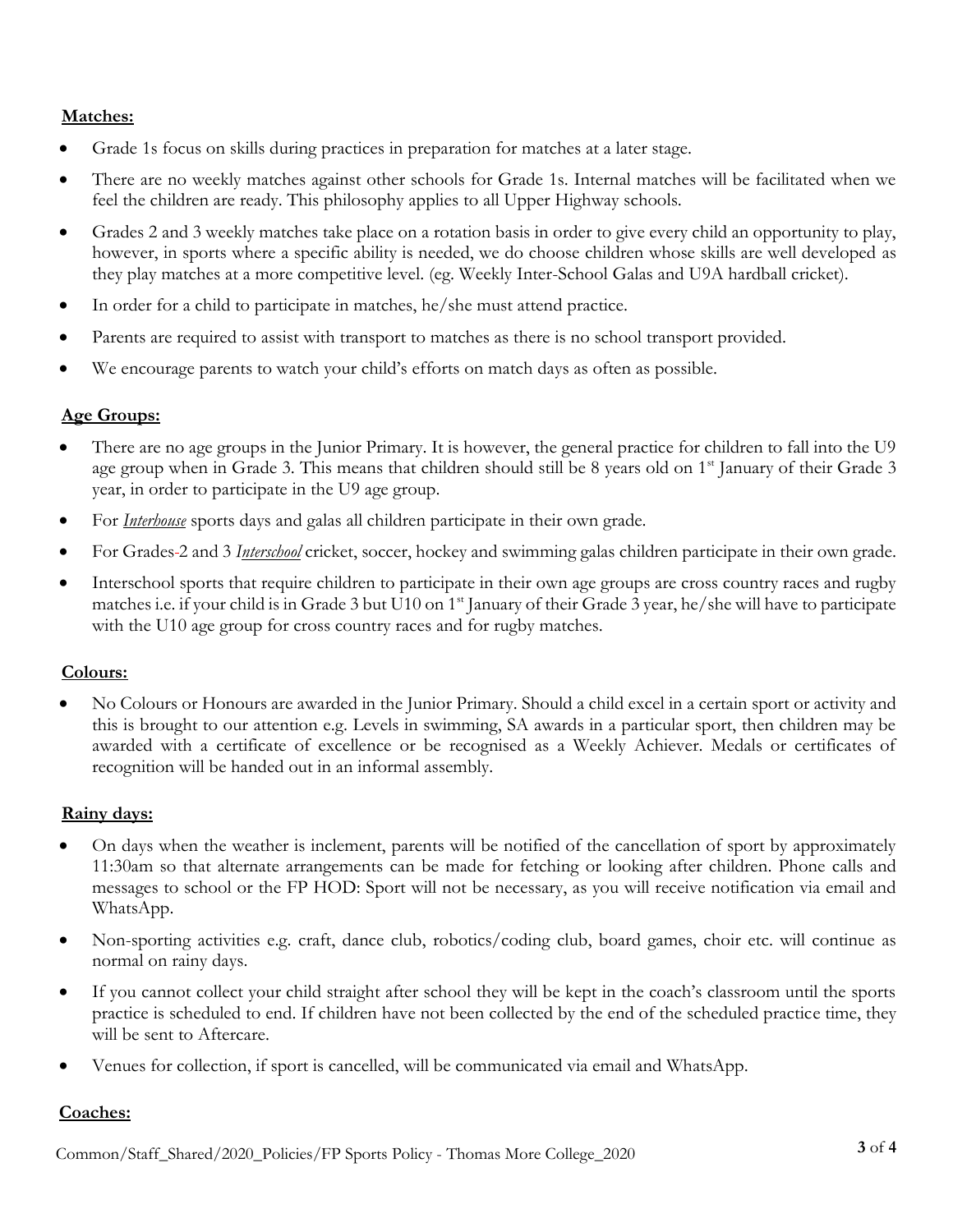**Matches:**

- Grade 1s focus on skills during practices in preparation for matches at a later stage.
- There are no weekly matches against other schools for Grade 1s. Internal matches will be facilitated when we feel the children are ready. This philosophy applies to all Upper Highway schools.
- Grades 2 and 3 weekly matches take place on a rotation basis in order to give every child an opportunity to play, however, in sports where a specific ability is needed, we do choose children whose skills are well developed as they play matches at a more competitive level. (eg. Weekly Inter-School Galas and U9A hardball cricket).
- In order for a child to participate in matches, he/she must attend practice.
- Parents are required to assist with transport to matches as there is no school transport provided.
- We encourage parents to watch your child's efforts on match days as often as possible.

**Age Groups:**

- There are no age groups in the Junior Primary. It is however, the general practice for children to fall into the U9 age group when in Grade 3. This means that children should still be 8 years old on 1st January of their Grade 3 year, in order to participate in the U9 age group.
- For ***Interhouse*** sports days and galas all children participate in their own grade.
- For Grades 2 and 3 ***Interschool*** cricket, soccer, hockey and swimming galas children participate in their own grade.
- Interschool sports that require children to participate in their own age groups are cross country races and rugby matches i.e. if your child is in Grade 3 but U10 on 1st January of their Grade 3 year, he/she will have to participate with the U10 age group for cross country races and for rugby matches.

**Colours:**

- No Colours or Honours are awarded in the Junior Primary. Should a child excel in a certain sport or activity and this is brought to our attention e.g. Levels in swimming, SA awards in a particular sport, then children may be awarded with a certificate of excellence or be recognised as a Weekly Achiever. Medals or certificates of recognition will be handed out in an informal assembly.

**Rainy days:**

- On days when the weather is inclement, parents will be notified of the cancellation of sport by approximately 11:30am so that alternate arrangements can be made for fetching or looking after children. Phone calls and messages to school or the FP HOD: Sport will not be necessary, as you will receive notification via email and WhatsApp.
- Non-sporting activities e.g. craft, dance club, robotics/coding club, board games, choir etc. will continue as normal on rainy days.
- If you cannot collect your child straight after school they will be kept in the coach's classroom until the sports practice is scheduled to end. If children have not been collected by the end of the scheduled practice time, they will be sent to Aftercare.
- Venues for collection, if sport is cancelled, will be communicated via email and WhatsApp.

**Coaches:**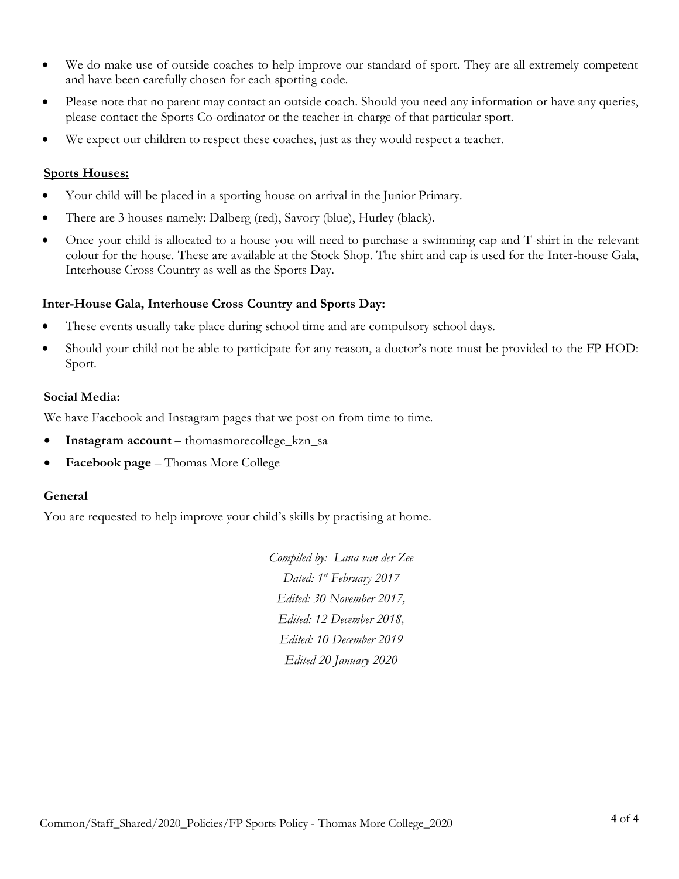- We do make use of outside coaches to help improve our standard of sport. They are all extremely competent and have been carefully chosen for each sporting code.
- Please note that no parent may contact an outside coach. Should you need any information or have any queries, please contact the Sports Co-ordinator or the teacher-in-charge of that particular sport.
- We expect our children to respect these coaches, just as they would respect a teacher.

**Sports Houses:**

- Your child will be placed in a sporting house on arrival in the Junior Primary.
- There are 3 houses namely: Dalberg (red), Savory (blue), Hurley (black).
- Once your child is allocated to a house you will need to purchase a swimming cap and T-shirt in the relevant colour for the house. These are available at the Stock Shop. The shirt and cap is used for the Inter-house Gala, Interhouse Cross Country as well as the Sports Day.

**Inter-House Gala, Interhouse Cross Country and Sports Day:**

- These events usually take place during school time and are compulsory school days.
- Should your child not be able to participate for any reason, a doctor's note must be provided to the FP HOD: Sport.

**Social Media:**

We have Facebook and Instagram pages that we post on from time to time.

- **Instagram account** – thomasmorecollege_kzn_sa
- **Facebook page** – Thomas More College

**General**

You are requested to help improve your child's skills by practising at home.

*Compiled by: Lana van der Zee*
*Dated: 1st February 2017*
*Edited: 30 November 2017,*
*Edited: 12 December 2018,*
*Edited: 10 December 2019*
*Edited 20 January 2020*

Common/Staff_Shared/2020_Policies/FP Sports Policy - Thomas More College_2020